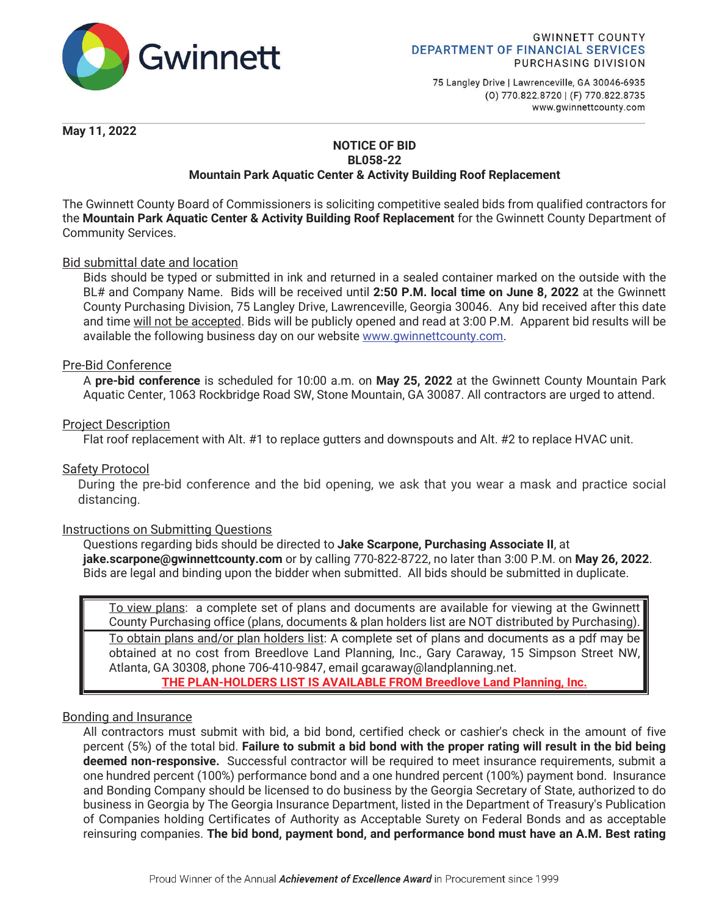GWINNETT COUNTY
DEPARTMENT OF FINANCIAL SERVICES
PURCHASING DIVISION

75 Langley Drive | Lawrenceville, GA 30046-6935
(O) 770.822.8720 | (F) 770.822.8735
www.gwinnettcounty.com

**May 11, 2022**

**NOTICE OF BID**
**BL058-22**
**Mountain Park Aquatic Center & Activity Building Roof Replacement**

The Gwinnett County Board of Commissioners is soliciting competitive sealed bids from qualified contractors for the **Mountain Park Aquatic Center & Activity Building Roof Replacement** for the Gwinnett County Department of Community Services.

Bid submittal date and location

Bids should be typed or submitted in ink and returned in a sealed container marked on the outside with the BL# and Company Name. Bids will be received until **2:50 P.M. local time on June 8, 2022** at the Gwinnett County Purchasing Division, 75 Langley Drive, Lawrenceville, Georgia 30046. Any bid received after this date and time will not be accepted. Bids will be publicly opened and read at 3:00 P.M. Apparent bid results will be available the following business day on our website www.gwinnettcounty.com.

Pre-Bid Conference

A **pre-bid conference** is scheduled for 10:00 a.m. on **May 25, 2022** at the Gwinnett County Mountain Park Aquatic Center, 1063 Rockbridge Road SW, Stone Mountain, GA 30087. All contractors are urged to attend.

Project Description

Flat roof replacement with Alt. #1 to replace gutters and downspouts and Alt. #2 to replace HVAC unit.

Safety Protocol

During the pre-bid conference and the bid opening, we ask that you wear a mask and practice social distancing.

Instructions on Submitting Questions

Questions regarding bids should be directed to **Jake Scarpone, Purchasing Associate II**, at **jake.scarpone@gwinnettcounty.com** or by calling 770-822-8722, no later than 3:00 P.M. on **May 26, 2022**. Bids are legal and binding upon the bidder when submitted. All bids should be submitted in duplicate.

To view plans: a complete set of plans and documents are available for viewing at the Gwinnett County Purchasing office (plans, documents & plan holders list are NOT distributed by Purchasing).

To obtain plans and/or plan holders list: A complete set of plans and documents as a pdf may be obtained at no cost from Breedlove Land Planning, Inc., Gary Caraway, 15 Simpson Street NW, Atlanta, GA 30308, phone 706-410-9847, email gcaraway@landplanning.net.

**THE PLAN-HOLDERS LIST IS AVAILABLE FROM Breedlove Land Planning, Inc.**

Bonding and Insurance

All contractors must submit with bid, a bid bond, certified check or cashier's check in the amount of five percent (5%) of the total bid. **Failure to submit a bid bond with the proper rating will result in the bid being deemed non-responsive.** Successful contractor will be required to meet insurance requirements, submit a one hundred percent (100%) performance bond and a one hundred percent (100%) payment bond. Insurance and Bonding Company should be licensed to do business by the Georgia Secretary of State, authorized to do business in Georgia by The Georgia Insurance Department, listed in the Department of Treasury's Publication of Companies holding Certificates of Authority as Acceptable Surety on Federal Bonds and as acceptable reinsuring companies. **The bid bond, payment bond, and performance bond must have an A.M. Best rating**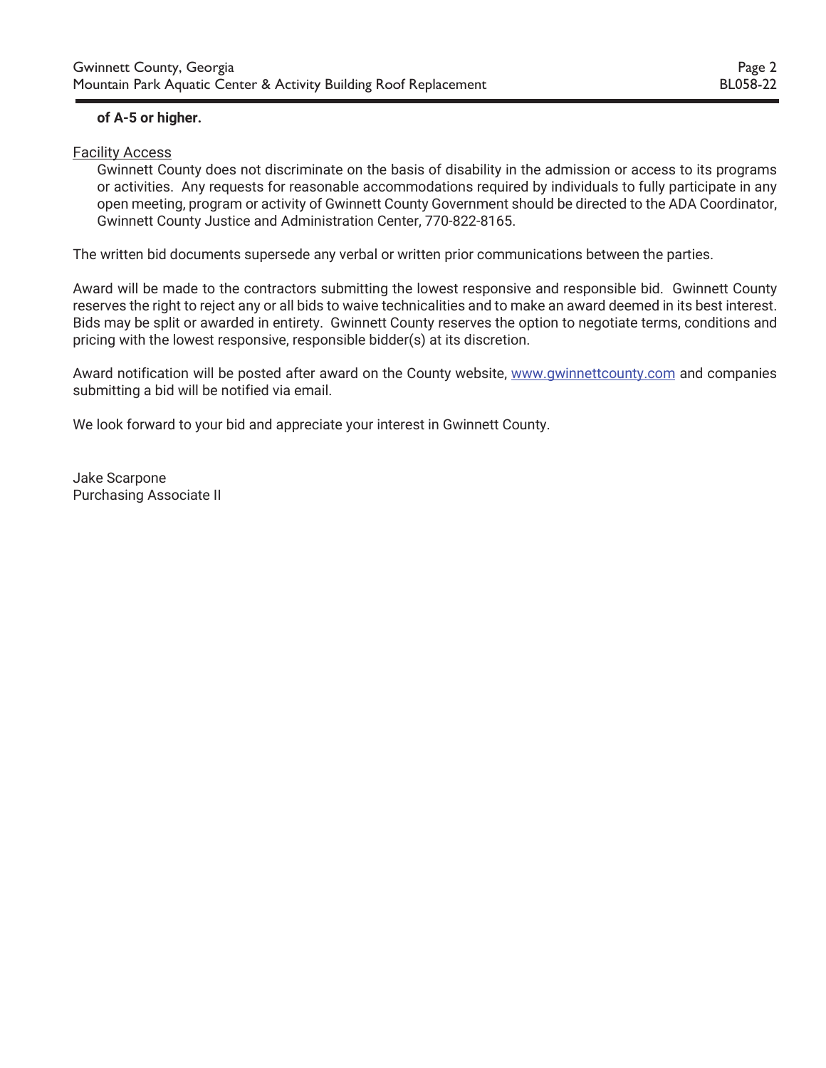**of A-5 or higher.**

Facility Access

Gwinnett County does not discriminate on the basis of disability in the admission or access to its programs or activities. Any requests for reasonable accommodations required by individuals to fully participate in any open meeting, program or activity of Gwinnett County Government should be directed to the ADA Coordinator, Gwinnett County Justice and Administration Center, 770-822-8165.

The written bid documents supersede any verbal or written prior communications between the parties.

Award will be made to the contractors submitting the lowest responsive and responsible bid. Gwinnett County reserves the right to reject any or all bids to waive technicalities and to make an award deemed in its best interest. Bids may be split or awarded in entirety. Gwinnett County reserves the option to negotiate terms, conditions and pricing with the lowest responsive, responsible bidder(s) at its discretion.

Award notification will be posted after award on the County website, [www.gwinnettcounty.com](http://www.gwinnettcounty.com) and companies submitting a bid will be notified via email.

We look forward to your bid and appreciate your interest in Gwinnett County.

Jake Scarpone
Purchasing Associate II